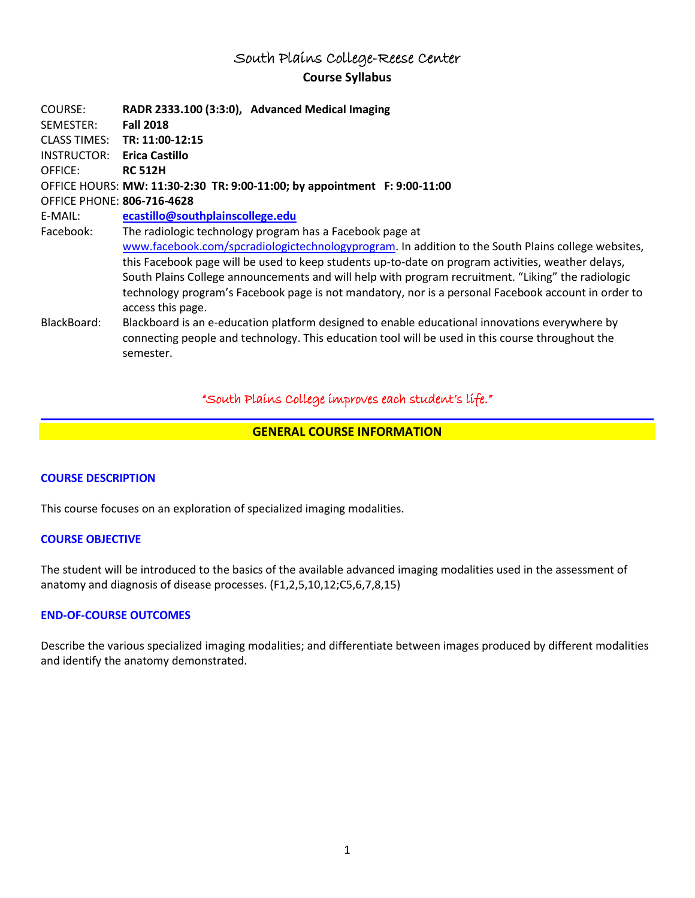# South Plains College-Reese Center

## Course Syllabus

COURSE: **RADR 2333.100 (3:3:0), Advanced Medical Imaging**
SEMESTER: **Fall 2018**
CLASS TIMES: **TR: 11:00-12:15**
INSTRUCTOR: **Erica Castillo**
OFFICE: **RC 512H**
OFFICE HOURS: **MW: 11:30-2:30 TR: 9:00-11:00; by appointment F: 9:00-11:00**
OFFICE PHONE: **806-716-4628**
E-MAIL: **ecastillo@southplainscollege.edu**
Facebook: The radiologic technology program has a Facebook page at www.facebook.com/spcradiologictechnologyprogram. In addition to the South Plains college websites, this Facebook page will be used to keep students up-to-date on program activities, weather delays, South Plains College announcements and will help with program recruitment. "Liking" the radiologic technology program's Facebook page is not mandatory, nor is a personal Facebook account in order to access this page.
BlackBoard: Blackboard is an e-education platform designed to enable educational innovations everywhere by connecting people and technology. This education tool will be used in this course throughout the semester.

*"South Plains College improves each student's life."*

## GENERAL COURSE INFORMATION

### COURSE DESCRIPTION

This course focuses on an exploration of specialized imaging modalities.

### COURSE OBJECTIVE

The student will be introduced to the basics of the available advanced imaging modalities used in the assessment of anatomy and diagnosis of disease processes. (F1,2,5,10,12;C5,6,7,8,15)

### END-OF-COURSE OUTCOMES

Describe the various specialized imaging modalities; and differentiate between images produced by different modalities and identify the anatomy demonstrated.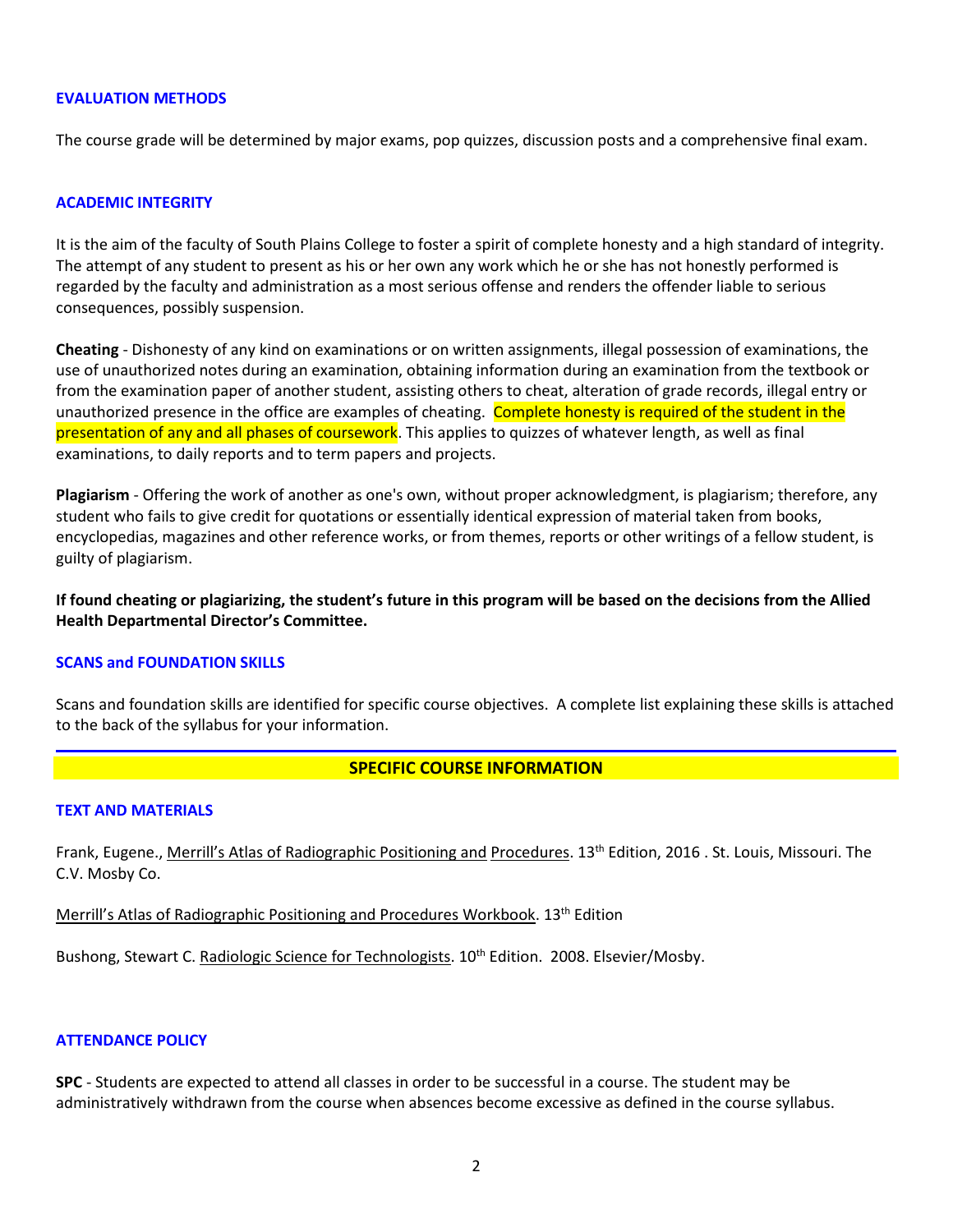## EVALUATION METHODS

The course grade will be determined by major exams, pop quizzes, discussion posts and a comprehensive final exam.

## ACADEMIC INTEGRITY

It is the aim of the faculty of South Plains College to foster a spirit of complete honesty and a high standard of integrity. The attempt of any student to present as his or her own any work which he or she has not honestly performed is regarded by the faculty and administration as a most serious offense and renders the offender liable to serious consequences, possibly suspension.

**Cheating** - Dishonesty of any kind on examinations or on written assignments, illegal possession of examinations, the use of unauthorized notes during an examination, obtaining information during an examination from the textbook or from the examination paper of another student, assisting others to cheat, alteration of grade records, illegal entry or unauthorized presence in the office are examples of cheating. Complete honesty is required of the student in the presentation of any and all phases of coursework. This applies to quizzes of whatever length, as well as final examinations, to daily reports and to term papers and projects.

**Plagiarism** - Offering the work of another as one's own, without proper acknowledgment, is plagiarism; therefore, any student who fails to give credit for quotations or essentially identical expression of material taken from books, encyclopedias, magazines and other reference works, or from themes, reports or other writings of a fellow student, is guilty of plagiarism.

**If found cheating or plagiarizing, the student's future in this program will be based on the decisions from the Allied Health Departmental Director's Committee.**

## SCANS and FOUNDATION SKILLS

Scans and foundation skills are identified for specific course objectives. A complete list explaining these skills is attached to the back of the syllabus for your information.

# SPECIFIC COURSE INFORMATION

## TEXT AND MATERIALS

Frank, Eugene., Merrill's Atlas of Radiographic Positioning and Procedures. 13th Edition, 2016 . St. Louis, Missouri. The C.V. Mosby Co.

Merrill's Atlas of Radiographic Positioning and Procedures Workbook. 13th Edition

Bushong, Stewart C. Radiologic Science for Technologists. 10th Edition. 2008. Elsevier/Mosby.

## ATTENDANCE POLICY

**SPC** - Students are expected to attend all classes in order to be successful in a course. The student may be administratively withdrawn from the course when absences become excessive as defined in the course syllabus.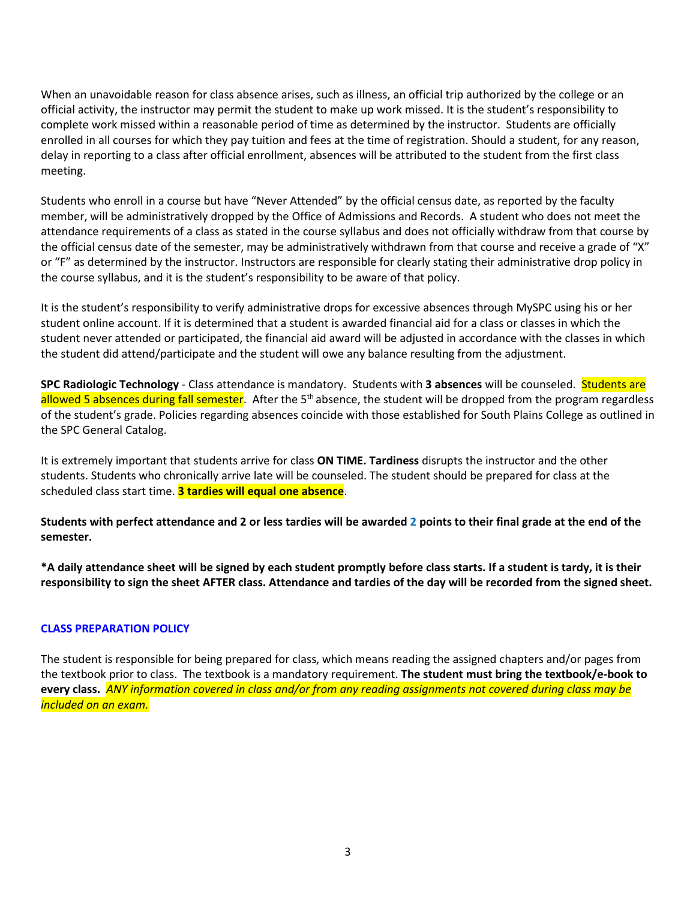When an unavoidable reason for class absence arises, such as illness, an official trip authorized by the college or an official activity, the instructor may permit the student to make up work missed. It is the student's responsibility to complete work missed within a reasonable period of time as determined by the instructor. Students are officially enrolled in all courses for which they pay tuition and fees at the time of registration. Should a student, for any reason, delay in reporting to a class after official enrollment, absences will be attributed to the student from the first class meeting.

Students who enroll in a course but have "Never Attended" by the official census date, as reported by the faculty member, will be administratively dropped by the Office of Admissions and Records. A student who does not meet the attendance requirements of a class as stated in the course syllabus and does not officially withdraw from that course by the official census date of the semester, may be administratively withdrawn from that course and receive a grade of "X" or "F" as determined by the instructor. Instructors are responsible for clearly stating their administrative drop policy in the course syllabus, and it is the student's responsibility to be aware of that policy.

It is the student's responsibility to verify administrative drops for excessive absences through MySPC using his or her student online account. If it is determined that a student is awarded financial aid for a class or classes in which the student never attended or participated, the financial aid award will be adjusted in accordance with the classes in which the student did attend/participate and the student will owe any balance resulting from the adjustment.

**SPC Radiologic Technology** - Class attendance is mandatory. Students with **3 absences** will be counseled. Students are allowed 5 absences during fall semester. After the 5th absence, the student will be dropped from the program regardless of the student's grade. Policies regarding absences coincide with those established for South Plains College as outlined in the SPC General Catalog.

It is extremely important that students arrive for class **ON TIME. Tardiness** disrupts the instructor and the other students. Students who chronically arrive late will be counseled. The student should be prepared for class at the scheduled class start time. **3 tardies will equal one absence**.

**Students with perfect attendance and 2 or less tardies will be awarded 2 points to their final grade at the end of the semester.**

**\*A daily attendance sheet will be signed by each student promptly before class starts. If a student is tardy, it is their responsibility to sign the sheet AFTER class. Attendance and tardies of the day will be recorded from the signed sheet.**

#### CLASS PREPARATION POLICY

The student is responsible for being prepared for class, which means reading the assigned chapters and/or pages from the textbook prior to class. The textbook is a mandatory requirement. **The student must bring the textbook/e-book to every class.** *ANY information covered in class and/or from any reading assignments not covered during class may be included on an exam.*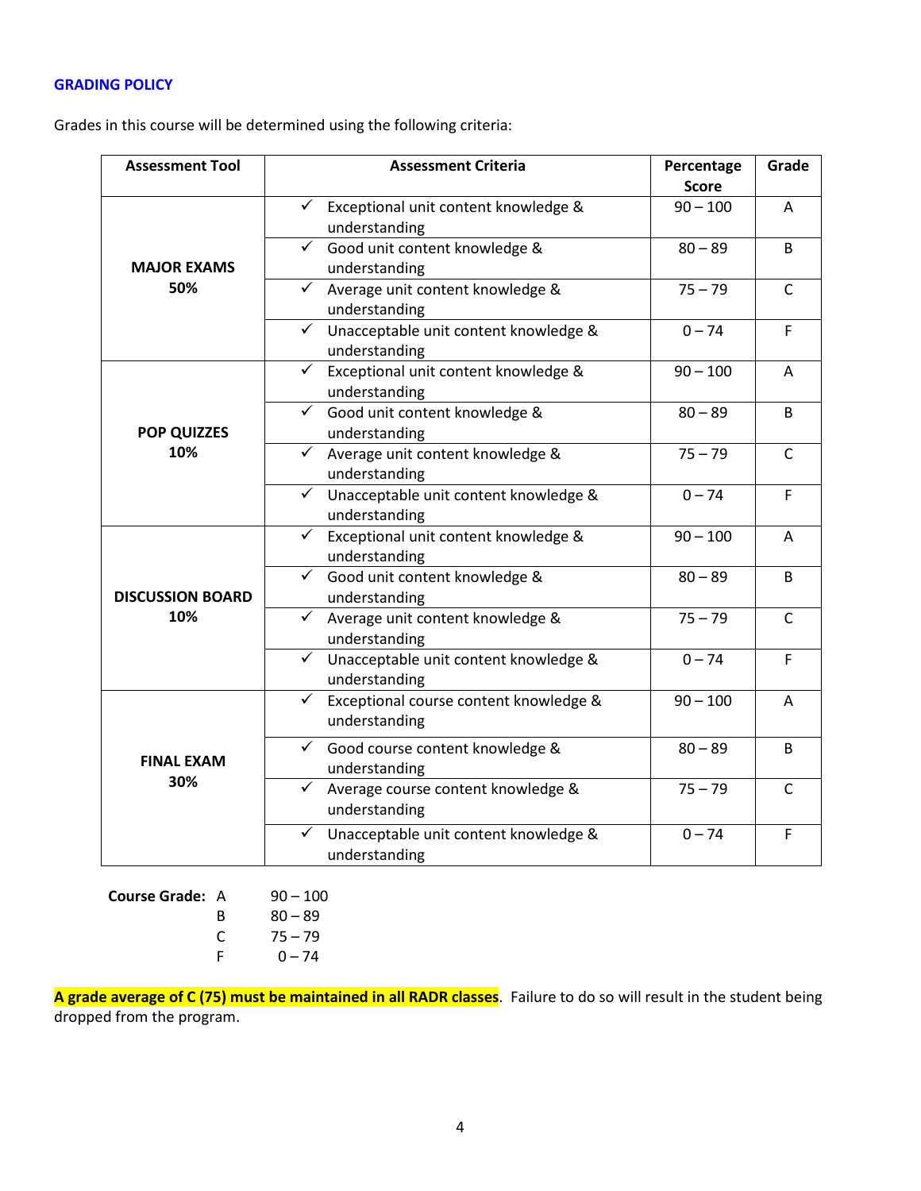## GRADING POLICY

Grades in this course will be determined using the following criteria:

| Assessment Tool | Assessment Criteria | Percentage Score | Grade |
|---|---|---|---|
| **MAJOR EXAMS 50%** | ✓ Exceptional unit content knowledge & understanding | 90 – 100 | A |
| | ✓ Good unit content knowledge & understanding | 80 – 89 | B |
| | ✓ Average unit content knowledge & understanding | 75 – 79 | C |
| | ✓ Unacceptable unit content knowledge & understanding | 0 – 74 | F |
| **POP QUIZZES 10%** | ✓ Exceptional unit content knowledge & understanding | 90 – 100 | A |
| | ✓ Good unit content knowledge & understanding | 80 – 89 | B |
| | ✓ Average unit content knowledge & understanding | 75 – 79 | C |
| | ✓ Unacceptable unit content knowledge & understanding | 0 – 74 | F |
| **DISCUSSION BOARD 10%** | ✓ Exceptional unit content knowledge & understanding | 90 – 100 | A |
| | ✓ Good unit content knowledge & understanding | 80 – 89 | B |
| | ✓ Average unit content knowledge & understanding | 75 – 79 | C |
| | ✓ Unacceptable unit content knowledge & understanding | 0 – 74 | F |
| **FINAL EXAM 30%** | ✓ Exceptional course content knowledge & understanding | 90 – 100 | A |
| | ✓ Good course content knowledge & understanding | 80 – 89 | B |
| | ✓ Average course content knowledge & understanding | 75 – 79 | C |
| | ✓ Unacceptable unit content knowledge & understanding | 0 – 74 | F |

**Course Grade:**

| | |
|---|---|
| A | 90 – 100 |
| B | 80 – 89 |
| C | 75 – 79 |
| F | 0 – 74 |

**A grade average of C (75) must be maintained in all RADR classes**. Failure to do so will result in the student being dropped from the program.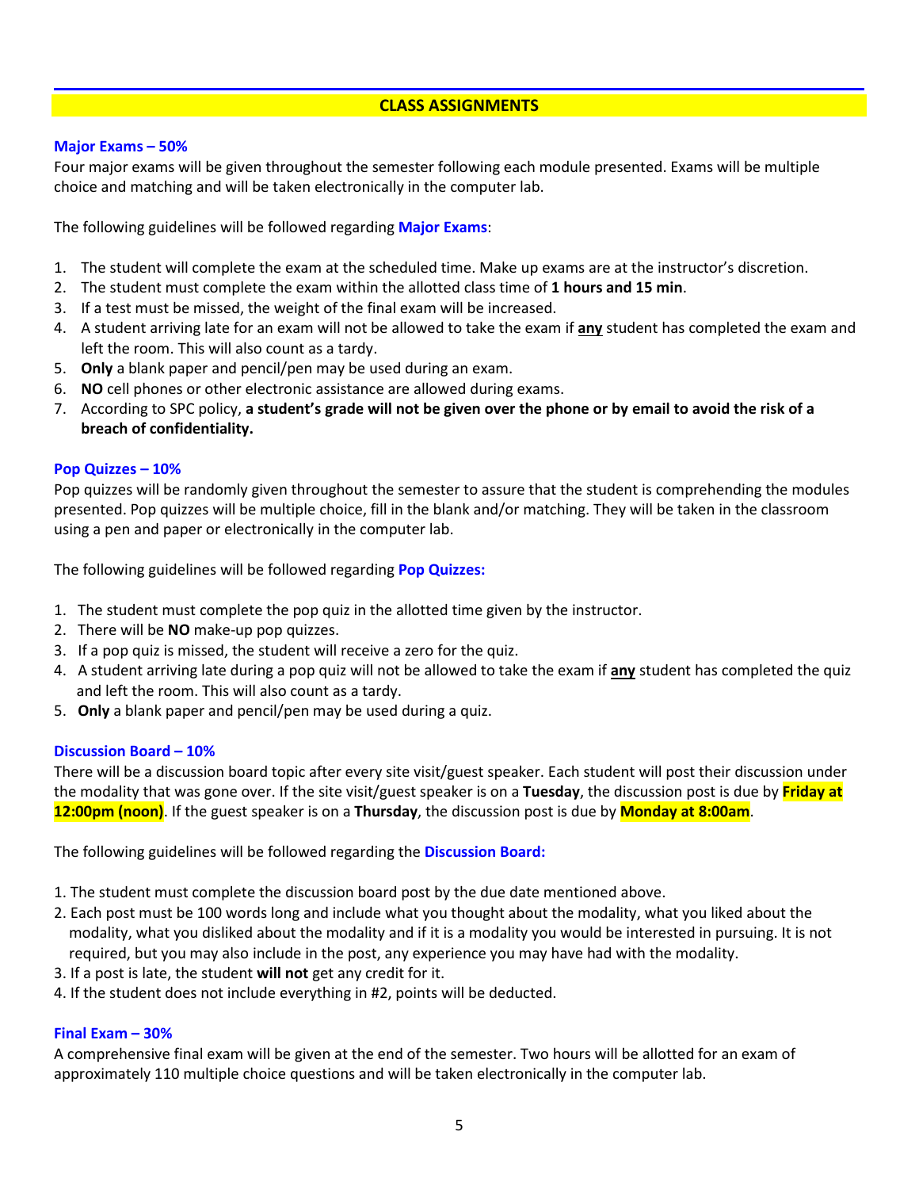## CLASS ASSIGNMENTS

### Major Exams – 50%

Four major exams will be given throughout the semester following each module presented. Exams will be multiple choice and matching and will be taken electronically in the computer lab.

The following guidelines will be followed regarding **Major Exams**:

1. The student will complete the exam at the scheduled time. Make up exams are at the instructor's discretion.
2. The student must complete the exam within the allotted class time of **1 hours and 15 min**.
3. If a test must be missed, the weight of the final exam will be increased.
4. A student arriving late for an exam will not be allowed to take the exam if **any** student has completed the exam and left the room. This will also count as a tardy.
5. **Only** a blank paper and pencil/pen may be used during an exam.
6. **NO** cell phones or other electronic assistance are allowed during exams.
7. According to SPC policy, **a student's grade will not be given over the phone or by email to avoid the risk of a breach of confidentiality.**

### Pop Quizzes – 10%

Pop quizzes will be randomly given throughout the semester to assure that the student is comprehending the modules presented. Pop quizzes will be multiple choice, fill in the blank and/or matching. They will be taken in the classroom using a pen and paper or electronically in the computer lab.

The following guidelines will be followed regarding **Pop Quizzes:**

1. The student must complete the pop quiz in the allotted time given by the instructor.
2. There will be **NO** make-up pop quizzes.
3. If a pop quiz is missed, the student will receive a zero for the quiz.
4. A student arriving late during a pop quiz will not be allowed to take the exam if **any** student has completed the quiz and left the room. This will also count as a tardy.
5. **Only** a blank paper and pencil/pen may be used during a quiz.

### Discussion Board – 10%

There will be a discussion board topic after every site visit/guest speaker. Each student will post their discussion under the modality that was gone over. If the site visit/guest speaker is on a **Tuesday**, the discussion post is due by **Friday at 12:00pm (noon)**. If the guest speaker is on a **Thursday**, the discussion post is due by **Monday at 8:00am**.

The following guidelines will be followed regarding the **Discussion Board:**

1. The student must complete the discussion board post by the due date mentioned above.
2. Each post must be 100 words long and include what you thought about the modality, what you liked about the modality, what you disliked about the modality and if it is a modality you would be interested in pursuing. It is not required, but you may also include in the post, any experience you may have had with the modality.
3. If a post is late, the student **will not** get any credit for it.
4. If the student does not include everything in #2, points will be deducted.

### Final Exam – 30%

A comprehensive final exam will be given at the end of the semester. Two hours will be allotted for an exam of approximately 110 multiple choice questions and will be taken electronically in the computer lab.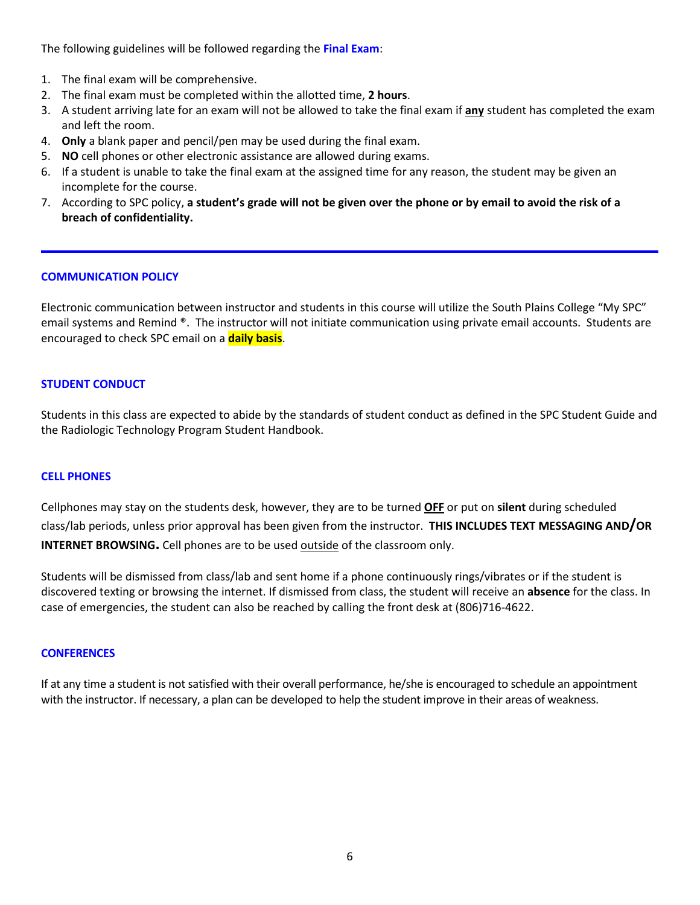The following guidelines will be followed regarding the **Final Exam**:

1. The final exam will be comprehensive.
2. The final exam must be completed within the allotted time, **2 hours**.
3. A student arriving late for an exam will not be allowed to take the final exam if **any** student has completed the exam and left the room.
4. **Only** a blank paper and pencil/pen may be used during the final exam.
5. **NO** cell phones or other electronic assistance are allowed during exams.
6. If a student is unable to take the final exam at the assigned time for any reason, the student may be given an incomplete for the course.
7. According to SPC policy, **a student's grade will not be given over the phone or by email to avoid the risk of a breach of confidentiality.**

---

### COMMUNICATION POLICY

Electronic communication between instructor and students in this course will utilize the South Plains College "My SPC" email systems and Remind ®. The instructor will not initiate communication using private email accounts. Students are encouraged to check SPC email on a **daily basis**.

### STUDENT CONDUCT

Students in this class are expected to abide by the standards of student conduct as defined in the SPC Student Guide and the Radiologic Technology Program Student Handbook.

### CELL PHONES

Cellphones may stay on the students desk, however, they are to be turned **OFF** or put on **silent** during scheduled class/lab periods, unless prior approval has been given from the instructor. **THIS INCLUDES TEXT MESSAGING AND/OR INTERNET BROWSING.** Cell phones are to be used outside of the classroom only.

Students will be dismissed from class/lab and sent home if a phone continuously rings/vibrates or if the student is discovered texting or browsing the internet. If dismissed from class, the student will receive an **absence** for the class. In case of emergencies, the student can also be reached by calling the front desk at (806)716-4622.

### CONFERENCES

If at any time a student is not satisfied with their overall performance, he/she is encouraged to schedule an appointment with the instructor. If necessary, a plan can be developed to help the student improve in their areas of weakness.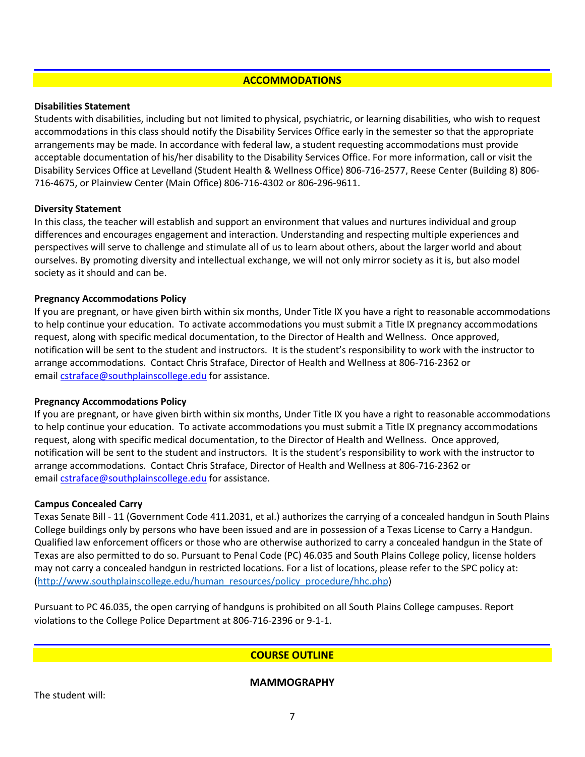## ACCOMMODATIONS

**Disabilities Statement**

Students with disabilities, including but not limited to physical, psychiatric, or learning disabilities, who wish to request accommodations in this class should notify the Disability Services Office early in the semester so that the appropriate arrangements may be made. In accordance with federal law, a student requesting accommodations must provide acceptable documentation of his/her disability to the Disability Services Office. For more information, call or visit the Disability Services Office at Levelland (Student Health & Wellness Office) 806-716-2577, Reese Center (Building 8) 806-716-4675, or Plainview Center (Main Office) 806-716-4302 or 806-296-9611.

**Diversity Statement**

In this class, the teacher will establish and support an environment that values and nurtures individual and group differences and encourages engagement and interaction. Understanding and respecting multiple experiences and perspectives will serve to challenge and stimulate all of us to learn about others, about the larger world and about ourselves. By promoting diversity and intellectual exchange, we will not only mirror society as it is, but also model society as it should and can be.

**Pregnancy Accommodations Policy**

If you are pregnant, or have given birth within six months, Under Title IX you have a right to reasonable accommodations to help continue your education. To activate accommodations you must submit a Title IX pregnancy accommodations request, along with specific medical documentation, to the Director of Health and Wellness. Once approved, notification will be sent to the student and instructors. It is the student's responsibility to work with the instructor to arrange accommodations. Contact Chris Straface, Director of Health and Wellness at 806-716-2362 or email cstraface@southplainscollege.edu for assistance.

**Pregnancy Accommodations Policy**

If you are pregnant, or have given birth within six months, Under Title IX you have a right to reasonable accommodations to help continue your education. To activate accommodations you must submit a Title IX pregnancy accommodations request, along with specific medical documentation, to the Director of Health and Wellness. Once approved, notification will be sent to the student and instructors. It is the student's responsibility to work with the instructor to arrange accommodations. Contact Chris Straface, Director of Health and Wellness at 806-716-2362 or email cstraface@southplainscollege.edu for assistance.

**Campus Concealed Carry**

Texas Senate Bill - 11 (Government Code 411.2031, et al.) authorizes the carrying of a concealed handgun in South Plains College buildings only by persons who have been issued and are in possession of a Texas License to Carry a Handgun. Qualified law enforcement officers or those who are otherwise authorized to carry a concealed handgun in the State of Texas are also permitted to do so. Pursuant to Penal Code (PC) 46.035 and South Plains College policy, license holders may not carry a concealed handgun in restricted locations. For a list of locations, please refer to the SPC policy at: (http://www.southplainscollege.edu/human_resources/policy_procedure/hhc.php)

Pursuant to PC 46.035, the open carrying of handguns is prohibited on all South Plains College campuses. Report violations to the College Police Department at 806-716-2396 or 9-1-1.

## COURSE OUTLINE

### MAMMOGRAPHY

The student will: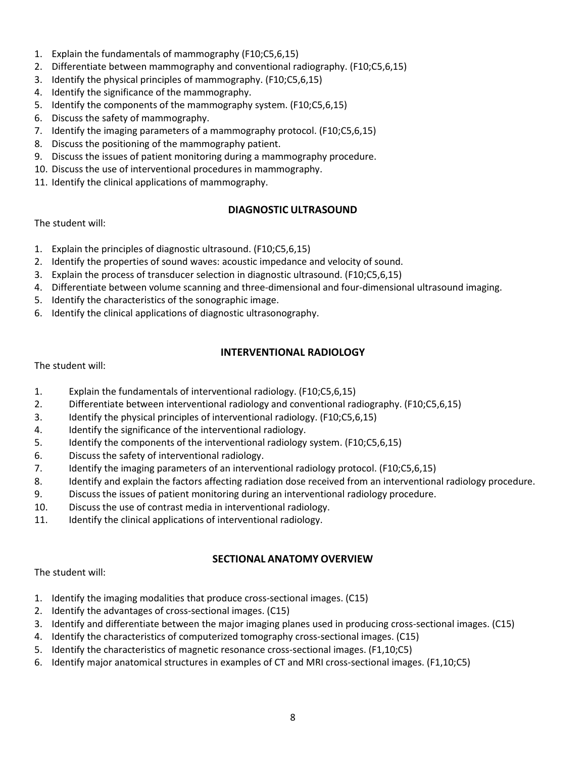1. Explain the fundamentals of mammography (F10;C5,6,15)
2. Differentiate between mammography and conventional radiography. (F10;C5,6,15)
3. Identify the physical principles of mammography. (F10;C5,6,15)
4. Identify the significance of the mammography.
5. Identify the components of the mammography system. (F10;C5,6,15)
6. Discuss the safety of mammography.
7. Identify the imaging parameters of a mammography protocol. (F10;C5,6,15)
8. Discuss the positioning of the mammography patient.
9. Discuss the issues of patient monitoring during a mammography procedure.
10. Discuss the use of interventional procedures in mammography.
11. Identify the clinical applications of mammography.

## DIAGNOSTIC ULTRASOUND

The student will:

1. Explain the principles of diagnostic ultrasound. (F10;C5,6,15)
2. Identify the properties of sound waves: acoustic impedance and velocity of sound.
3. Explain the process of transducer selection in diagnostic ultrasound. (F10;C5,6,15)
4. Differentiate between volume scanning and three-dimensional and four-dimensional ultrasound imaging.
5. Identify the characteristics of the sonographic image.
6. Identify the clinical applications of diagnostic ultrasonography.

## INTERVENTIONAL RADIOLOGY

The student will:

1. Explain the fundamentals of interventional radiology. (F10;C5,6,15)
2. Differentiate between interventional radiology and conventional radiography. (F10;C5,6,15)
3. Identify the physical principles of interventional radiology. (F10;C5,6,15)
4. Identify the significance of the interventional radiology.
5. Identify the components of the interventional radiology system. (F10;C5,6,15)
6. Discuss the safety of interventional radiology.
7. Identify the imaging parameters of an interventional radiology protocol. (F10;C5,6,15)
8. Identify and explain the factors affecting radiation dose received from an interventional radiology procedure.
9. Discuss the issues of patient monitoring during an interventional radiology procedure.
10. Discuss the use of contrast media in interventional radiology.
11. Identify the clinical applications of interventional radiology.

## SECTIONAL ANATOMY OVERVIEW

The student will:

1. Identify the imaging modalities that produce cross-sectional images. (C15)
2. Identify the advantages of cross-sectional images. (C15)
3. Identify and differentiate between the major imaging planes used in producing cross-sectional images. (C15)
4. Identify the characteristics of computerized tomography cross-sectional images. (C15)
5. Identify the characteristics of magnetic resonance cross-sectional images. (F1,10;C5)
6. Identify major anatomical structures in examples of CT and MRI cross-sectional images. (F1,10;C5)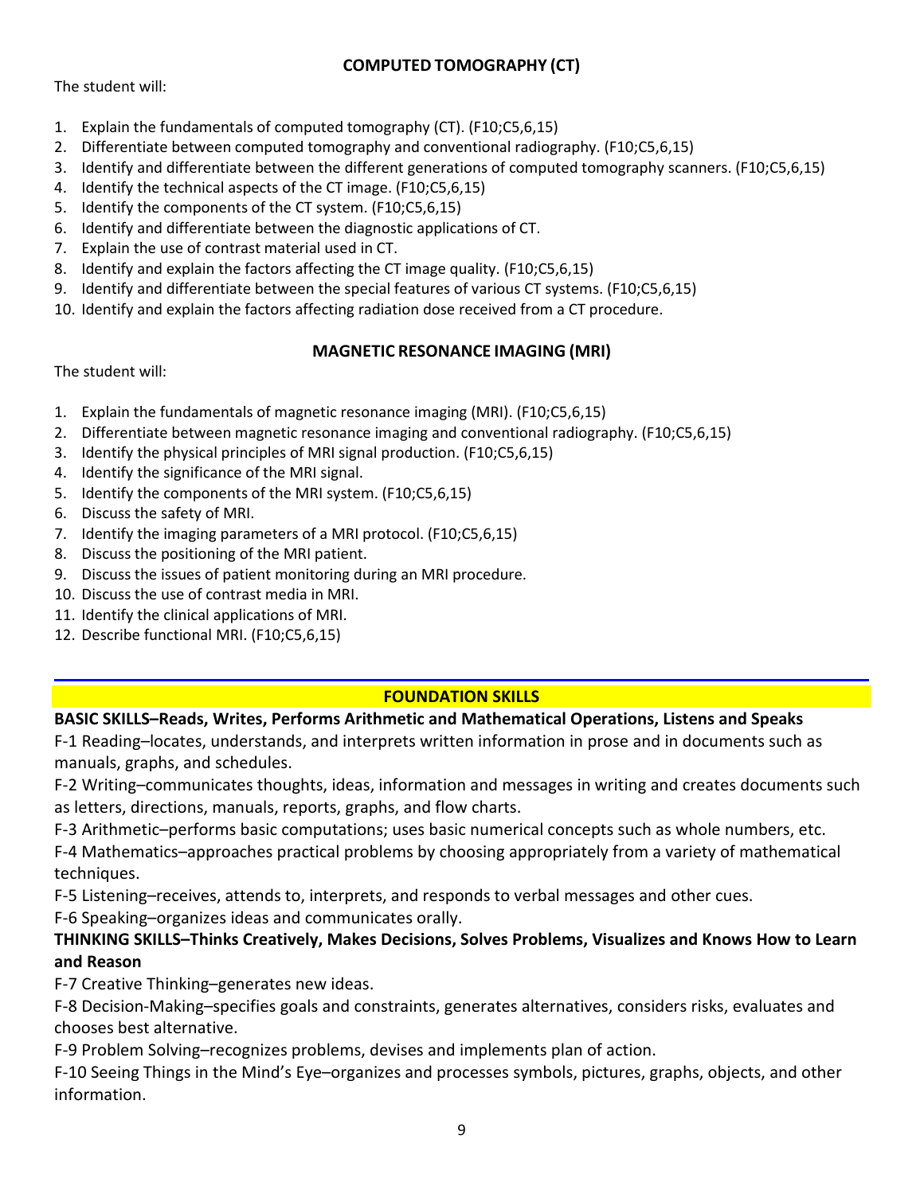## COMPUTED TOMOGRAPHY (CT)

The student will:

1. Explain the fundamentals of computed tomography (CT). (F10;C5,6,15)
2. Differentiate between computed tomography and conventional radiography. (F10;C5,6,15)
3. Identify and differentiate between the different generations of computed tomography scanners. (F10;C5,6,15)
4. Identify the technical aspects of the CT image. (F10;C5,6,15)
5. Identify the components of the CT system. (F10;C5,6,15)
6. Identify and differentiate between the diagnostic applications of CT.
7. Explain the use of contrast material used in CT.
8. Identify and explain the factors affecting the CT image quality. (F10;C5,6,15)
9. Identify and differentiate between the special features of various CT systems. (F10;C5,6,15)
10. Identify and explain the factors affecting radiation dose received from a CT procedure.

## MAGNETIC RESONANCE IMAGING (MRI)

The student will:

1. Explain the fundamentals of magnetic resonance imaging (MRI). (F10;C5,6,15)
2. Differentiate between magnetic resonance imaging and conventional radiography. (F10;C5,6,15)
3. Identify the physical principles of MRI signal production. (F10;C5,6,15)
4. Identify the significance of the MRI signal.
5. Identify the components of the MRI system. (F10;C5,6,15)
6. Discuss the safety of MRI.
7. Identify the imaging parameters of a MRI protocol. (F10;C5,6,15)
8. Discuss the positioning of the MRI patient.
9. Discuss the issues of patient monitoring during an MRI procedure.
10. Discuss the use of contrast media in MRI.
11. Identify the clinical applications of MRI.
12. Describe functional MRI. (F10;C5,6,15)

---

## FOUNDATION SKILLS

**BASIC SKILLS–Reads, Writes, Performs Arithmetic and Mathematical Operations, Listens and Speaks**

F-1 Reading–locates, understands, and interprets written information in prose and in documents such as manuals, graphs, and schedules.

F-2 Writing–communicates thoughts, ideas, information and messages in writing and creates documents such as letters, directions, manuals, reports, graphs, and flow charts.

F-3 Arithmetic–performs basic computations; uses basic numerical concepts such as whole numbers, etc.

F-4 Mathematics–approaches practical problems by choosing appropriately from a variety of mathematical techniques.

F-5 Listening–receives, attends to, interprets, and responds to verbal messages and other cues.

F-6 Speaking–organizes ideas and communicates orally.

**THINKING SKILLS–Thinks Creatively, Makes Decisions, Solves Problems, Visualizes and Knows How to Learn and Reason**

F-7 Creative Thinking–generates new ideas.

F-8 Decision-Making–specifies goals and constraints, generates alternatives, considers risks, evaluates and chooses best alternative.

F-9 Problem Solving–recognizes problems, devises and implements plan of action.

F-10 Seeing Things in the Mind's Eye–organizes and processes symbols, pictures, graphs, objects, and other information.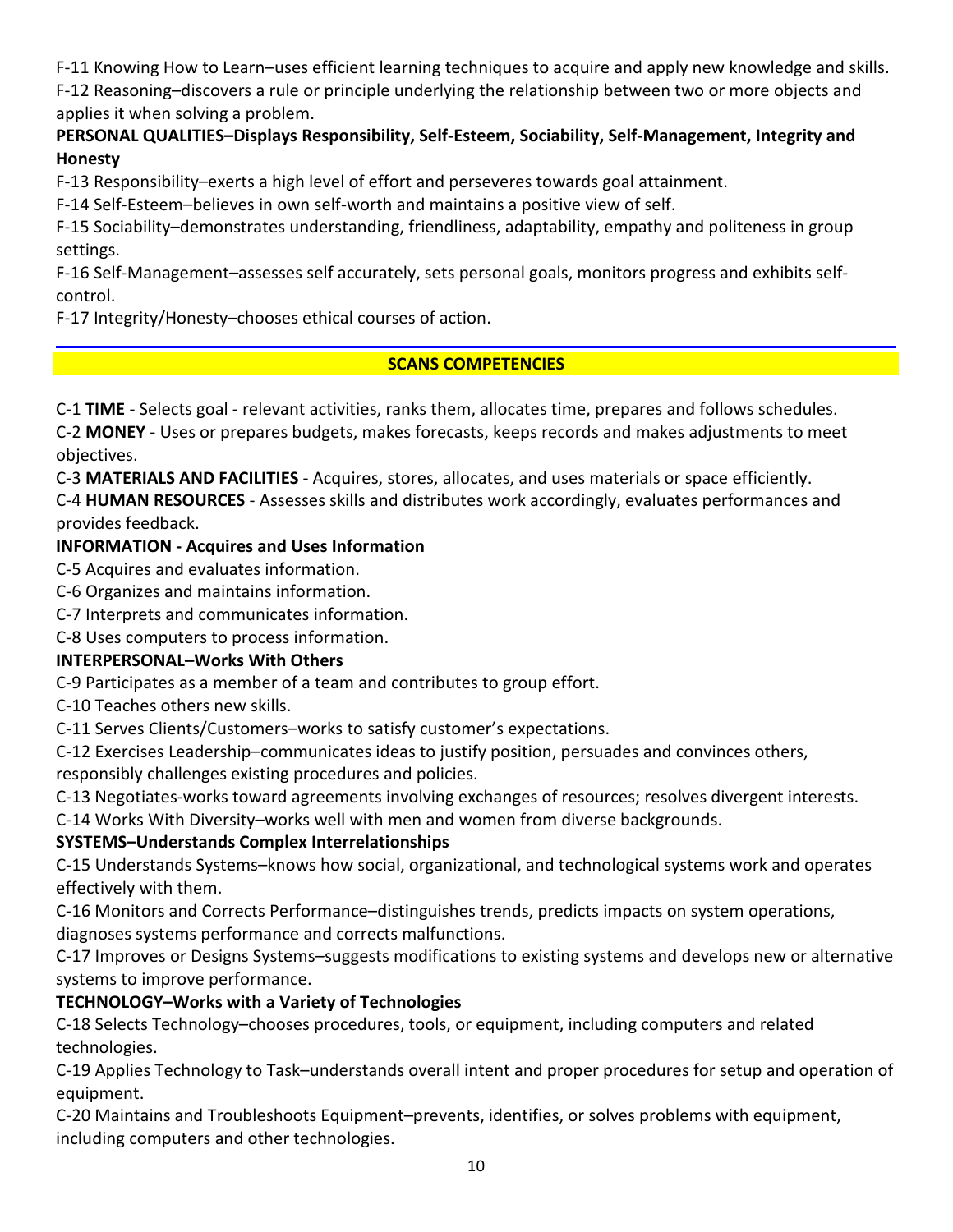F-11 Knowing How to Learn–uses efficient learning techniques to acquire and apply new knowledge and skills.

F-12 Reasoning–discovers a rule or principle underlying the relationship between two or more objects and applies it when solving a problem.

**PERSONAL QUALITIES–Displays Responsibility, Self-Esteem, Sociability, Self-Management, Integrity and Honesty**

F-13 Responsibility–exerts a high level of effort and perseveres towards goal attainment.

F-14 Self-Esteem–believes in own self-worth and maintains a positive view of self.

F-15 Sociability–demonstrates understanding, friendliness, adaptability, empathy and politeness in group settings.

F-16 Self-Management–assesses self accurately, sets personal goals, monitors progress and exhibits self-control.

F-17 Integrity/Honesty–chooses ethical courses of action.

## SCANS COMPETENCIES

C-1 **TIME** - Selects goal - relevant activities, ranks them, allocates time, prepares and follows schedules.

C-2 **MONEY** - Uses or prepares budgets, makes forecasts, keeps records and makes adjustments to meet objectives.

C-3 **MATERIALS AND FACILITIES** - Acquires, stores, allocates, and uses materials or space efficiently.

C-4 **HUMAN RESOURCES** - Assesses skills and distributes work accordingly, evaluates performances and provides feedback.

**INFORMATION - Acquires and Uses Information**

C-5 Acquires and evaluates information.

C-6 Organizes and maintains information.

C-7 Interprets and communicates information.

C-8 Uses computers to process information.

**INTERPERSONAL–Works With Others**

C-9 Participates as a member of a team and contributes to group effort.

C-10 Teaches others new skills.

C-11 Serves Clients/Customers–works to satisfy customer's expectations.

C-12 Exercises Leadership–communicates ideas to justify position, persuades and convinces others, responsibly challenges existing procedures and policies.

C-13 Negotiates-works toward agreements involving exchanges of resources; resolves divergent interests.

C-14 Works With Diversity–works well with men and women from diverse backgrounds.

**SYSTEMS–Understands Complex Interrelationships**

C-15 Understands Systems–knows how social, organizational, and technological systems work and operates effectively with them.

C-16 Monitors and Corrects Performance–distinguishes trends, predicts impacts on system operations, diagnoses systems performance and corrects malfunctions.

C-17 Improves or Designs Systems–suggests modifications to existing systems and develops new or alternative systems to improve performance.

**TECHNOLOGY–Works with a Variety of Technologies**

C-18 Selects Technology–chooses procedures, tools, or equipment, including computers and related technologies.

C-19 Applies Technology to Task–understands overall intent and proper procedures for setup and operation of equipment.

C-20 Maintains and Troubleshoots Equipment–prevents, identifies, or solves problems with equipment, including computers and other technologies.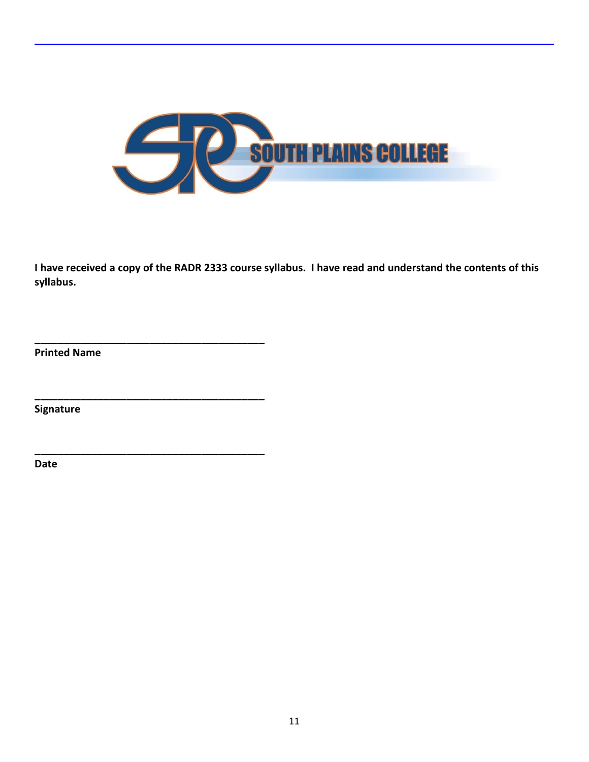**I have received a copy of the RADR 2333 course syllabus. I have read and understand the contents of this syllabus.**

\_\_\_\_\_\_\_\_\_\_\_\_\_\_\_\_\_\_\_\_\_\_\_\_\_\_\_\_\_\_\_\_\_\_\_\_\_\_\_\_

**Printed Name**

\_\_\_\_\_\_\_\_\_\_\_\_\_\_\_\_\_\_\_\_\_\_\_\_\_\_\_\_\_\_\_\_\_\_\_\_\_\_\_\_

**Signature**

\_\_\_\_\_\_\_\_\_\_\_\_\_\_\_\_\_\_\_\_\_\_\_\_\_\_\_\_\_\_\_\_\_\_\_\_\_\_\_\_

**Date**